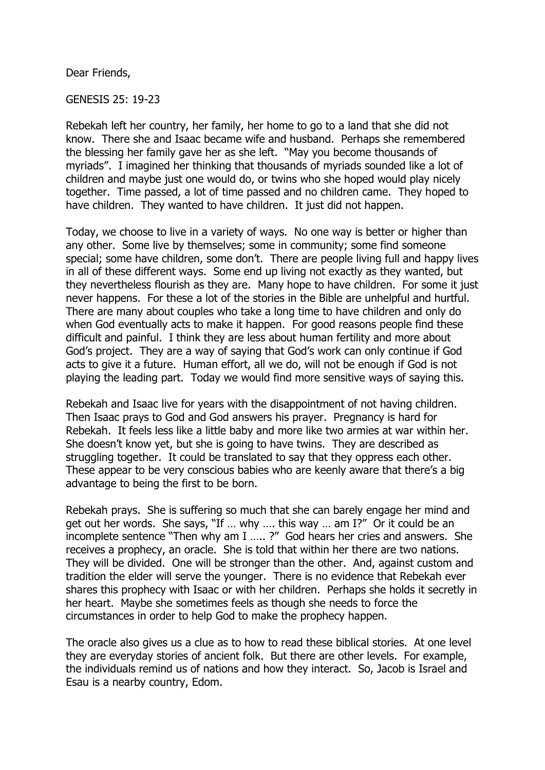Dear Friends,

GENESIS 25: 19-23

Rebekah left her country, her family, her home to go to a land that she did not know. There she and Isaac became wife and husband. Perhaps she remembered the blessing her family gave her as she left. "May you become thousands of myriads". I imagined her thinking that thousands of myriads sounded like a lot of children and maybe just one would do, or twins who she hoped would play nicely together. Time passed, a lot of time passed and no children came. They hoped to have children. They wanted to have children. It just did not happen.

Today, we choose to live in a variety of ways. No one way is better or higher than any other. Some live by themselves; some in community; some find someone special; some have children, some don't. There are people living full and happy lives in all of these different ways. Some end up living not exactly as they wanted, but they nevertheless flourish as they are. Many hope to have children. For some it just never happens. For these a lot of the stories in the Bible are unhelpful and hurtful. There are many about couples who take a long time to have children and only do when God eventually acts to make it happen. For good reasons people find these difficult and painful. I think they are less about human fertility and more about God's project. They are a way of saying that God's work can only continue if God acts to give it a future. Human effort, all we do, will not be enough if God is not playing the leading part. Today we would find more sensitive ways of saying this.

Rebekah and Isaac live for years with the disappointment of not having children. Then Isaac prays to God and God answers his prayer. Pregnancy is hard for Rebekah. It feels less like a little baby and more like two armies at war within her. She doesn't know yet, but she is going to have twins. They are described as struggling together. It could be translated to say that they oppress each other. These appear to be very conscious babies who are keenly aware that there's a big advantage to being the first to be born.

Rebekah prays. She is suffering so much that she can barely engage her mind and get out her words. She says, "If … why …. this way … am I?" Or it could be an incomplete sentence "Then why am I ….. ?" God hears her cries and answers. She receives a prophecy, an oracle. She is told that within her there are two nations. They will be divided. One will be stronger than the other. And, against custom and tradition the elder will serve the younger. There is no evidence that Rebekah ever shares this prophecy with Isaac or with her children. Perhaps she holds it secretly in her heart. Maybe she sometimes feels as though she needs to force the circumstances in order to help God to make the prophecy happen.

The oracle also gives us a clue as to how to read these biblical stories. At one level they are everyday stories of ancient folk. But there are other levels. For example, the individuals remind us of nations and how they interact. So, Jacob is Israel and Esau is a nearby country, Edom.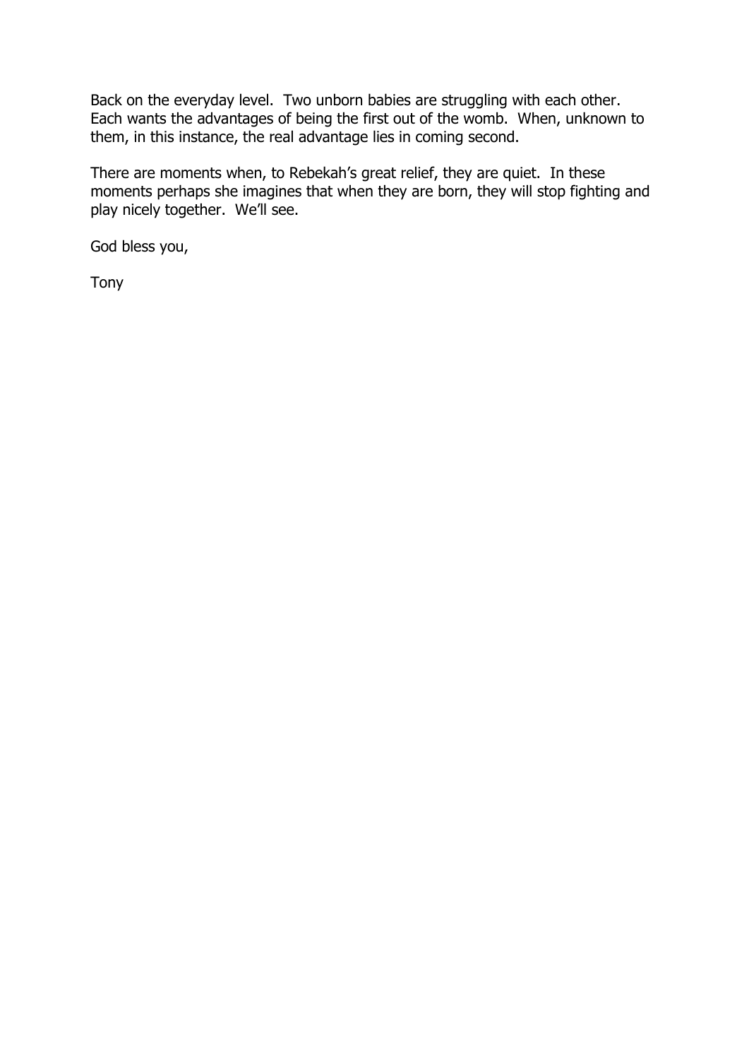Back on the everyday level.  Two unborn babies are struggling with each other. Each wants the advantages of being the first out of the womb.  When, unknown to them, in this instance, the real advantage lies in coming second.

There are moments when, to Rebekah's great relief, they are quiet.  In these moments perhaps she imagines that when they are born, they will stop fighting and play nicely together.  We'll see.

God bless you,

Tony